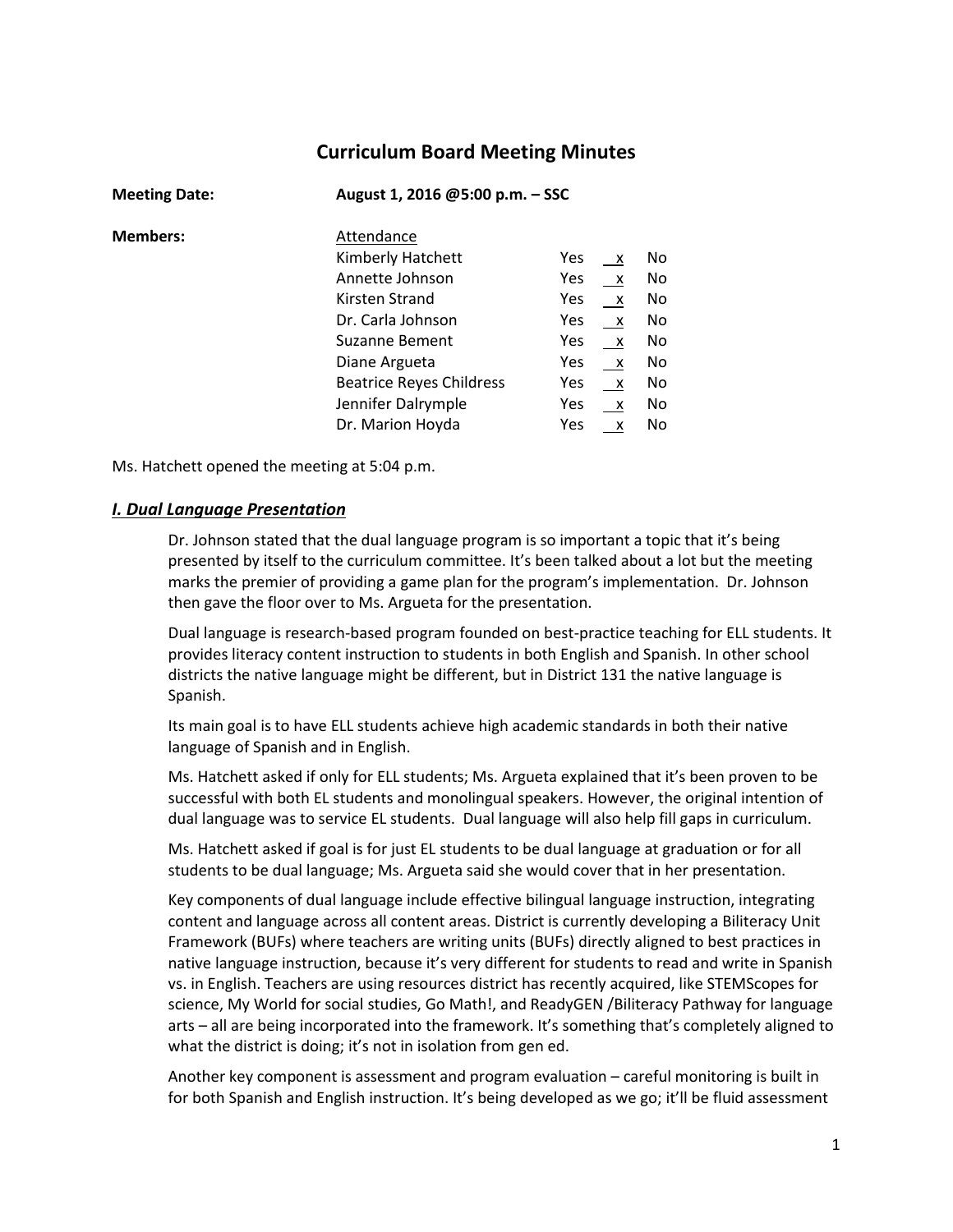# Curriculum Board Meeting Minutes

**Meeting Date:** **August 1, 2016 @5:00 p.m. – SSC**

**Members:**

| Attendance | | | |
|---|---|---|---|
| Kimberly Hatchett | Yes | x | No |
| Annette Johnson | Yes | x | No |
| Kirsten Strand | Yes | x | No |
| Dr. Carla Johnson | Yes | x | No |
| Suzanne Bement | Yes | x | No |
| Diane Argueta | Yes | x | No |
| Beatrice Reyes Childress | Yes | x | No |
| Jennifer Dalrymple | Yes | x | No |
| Dr. Marion Hoyda | Yes | x | No |

Ms. Hatchett opened the meeting at 5:04 p.m.

## ***I. Dual Language Presentation***

Dr. Johnson stated that the dual language program is so important a topic that it's being presented by itself to the curriculum committee. It's been talked about a lot but the meeting marks the premier of providing a game plan for the program's implementation. Dr. Johnson then gave the floor over to Ms. Argueta for the presentation.

Dual language is research-based program founded on best-practice teaching for ELL students. It provides literacy content instruction to students in both English and Spanish. In other school districts the native language might be different, but in District 131 the native language is Spanish.

Its main goal is to have ELL students achieve high academic standards in both their native language of Spanish and in English.

Ms. Hatchett asked if only for ELL students; Ms. Argueta explained that it's been proven to be successful with both EL students and monolingual speakers. However, the original intention of dual language was to service EL students. Dual language will also help fill gaps in curriculum.

Ms. Hatchett asked if goal is for just EL students to be dual language at graduation or for all students to be dual language; Ms. Argueta said she would cover that in her presentation.

Key components of dual language include effective bilingual language instruction, integrating content and language across all content areas. District is currently developing a Biliteracy Unit Framework (BUFs) where teachers are writing units (BUFs) directly aligned to best practices in native language instruction, because it's very different for students to read and write in Spanish vs. in English. Teachers are using resources district has recently acquired, like STEMScopes for science, My World for social studies, Go Math!, and ReadyGEN /Biliteracy Pathway for language arts – all are being incorporated into the framework. It's something that's completely aligned to what the district is doing; it's not in isolation from gen ed.

Another key component is assessment and program evaluation – careful monitoring is built in for both Spanish and English instruction. It's being developed as we go; it'll be fluid assessment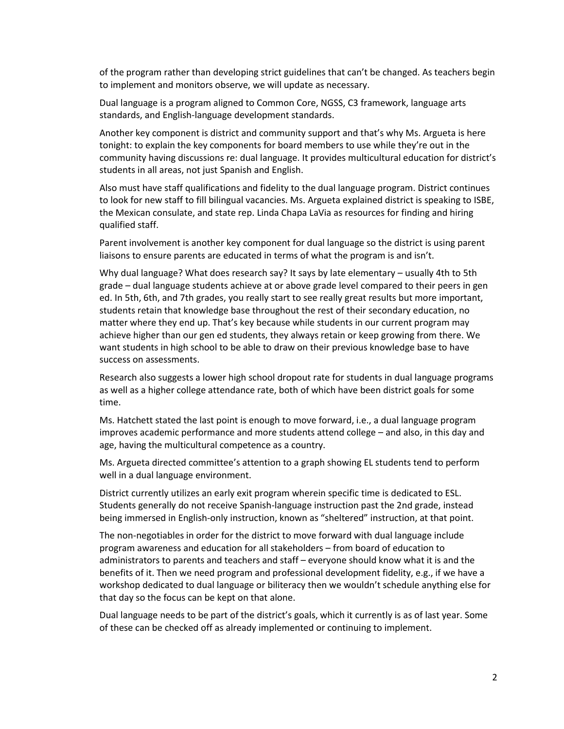of the program rather than developing strict guidelines that can't be changed. As teachers begin to implement and monitors observe, we will update as necessary.

Dual language is a program aligned to Common Core, NGSS, C3 framework, language arts standards, and English-language development standards.

Another key component is district and community support and that's why Ms. Argueta is here tonight: to explain the key components for board members to use while they're out in the community having discussions re: dual language. It provides multicultural education for district's students in all areas, not just Spanish and English.

Also must have staff qualifications and fidelity to the dual language program. District continues to look for new staff to fill bilingual vacancies. Ms. Argueta explained district is speaking to ISBE, the Mexican consulate, and state rep. Linda Chapa LaVia as resources for finding and hiring qualified staff.

Parent involvement is another key component for dual language so the district is using parent liaisons to ensure parents are educated in terms of what the program is and isn't.

Why dual language? What does research say? It says by late elementary – usually 4th to 5th grade – dual language students achieve at or above grade level compared to their peers in gen ed. In 5th, 6th, and 7th grades, you really start to see really great results but more important, students retain that knowledge base throughout the rest of their secondary education, no matter where they end up. That's key because while students in our current program may achieve higher than our gen ed students, they always retain or keep growing from there. We want students in high school to be able to draw on their previous knowledge base to have success on assessments.

Research also suggests a lower high school dropout rate for students in dual language programs as well as a higher college attendance rate, both of which have been district goals for some time.

Ms. Hatchett stated the last point is enough to move forward, i.e., a dual language program improves academic performance and more students attend college – and also, in this day and age, having the multicultural competence as a country.

Ms. Argueta directed committee's attention to a graph showing EL students tend to perform well in a dual language environment.

District currently utilizes an early exit program wherein specific time is dedicated to ESL. Students generally do not receive Spanish-language instruction past the 2nd grade, instead being immersed in English-only instruction, known as "sheltered" instruction, at that point.

The non-negotiables in order for the district to move forward with dual language include program awareness and education for all stakeholders – from board of education to administrators to parents and teachers and staff – everyone should know what it is and the benefits of it. Then we need program and professional development fidelity, e.g., if we have a workshop dedicated to dual language or biliteracy then we wouldn't schedule anything else for that day so the focus can be kept on that alone.

Dual language needs to be part of the district's goals, which it currently is as of last year. Some of these can be checked off as already implemented or continuing to implement.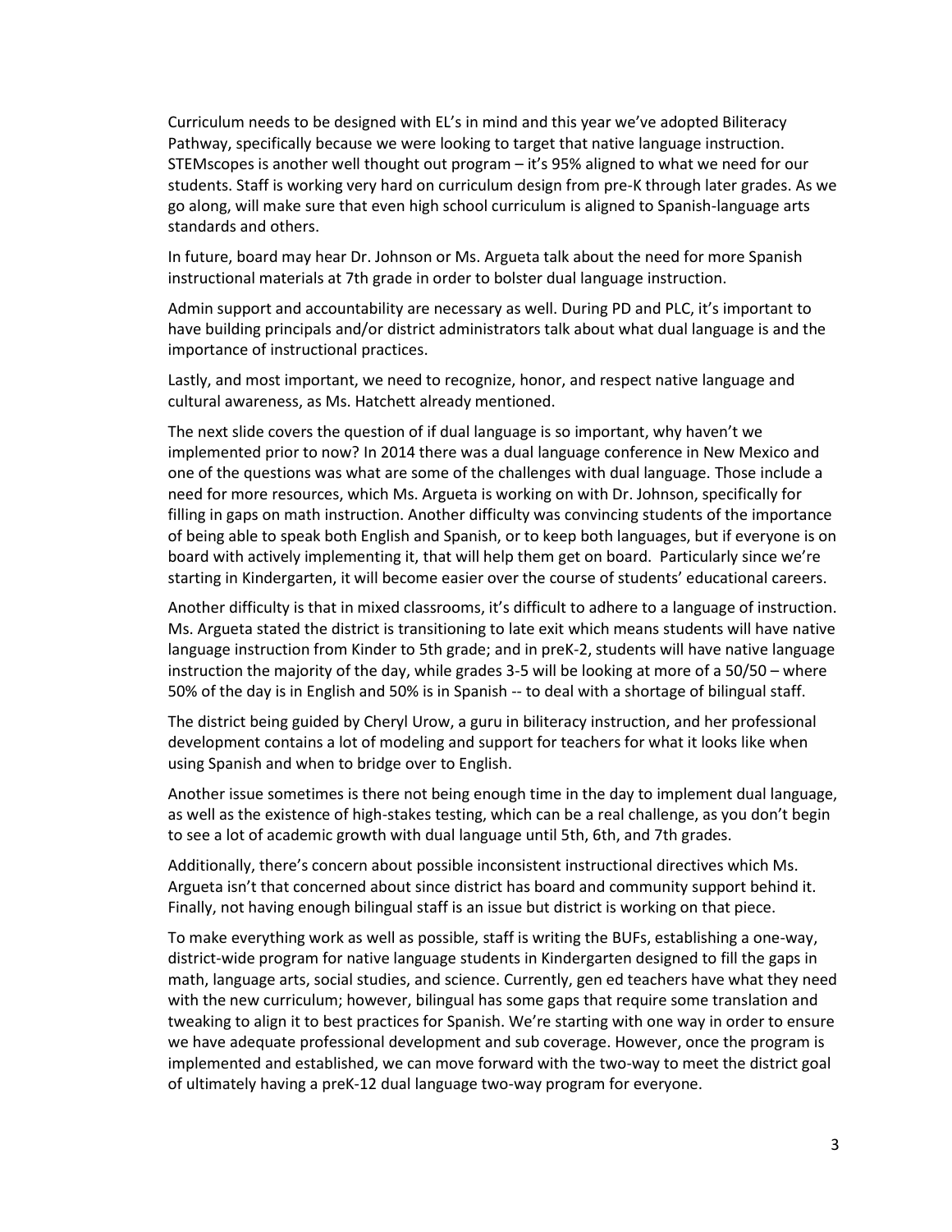Curriculum needs to be designed with EL's in mind and this year we've adopted Biliteracy Pathway, specifically because we were looking to target that native language instruction. STEMscopes is another well thought out program – it's 95% aligned to what we need for our students. Staff is working very hard on curriculum design from pre-K through later grades. As we go along, will make sure that even high school curriculum is aligned to Spanish-language arts standards and others.

In future, board may hear Dr. Johnson or Ms. Argueta talk about the need for more Spanish instructional materials at 7th grade in order to bolster dual language instruction.

Admin support and accountability are necessary as well. During PD and PLC, it's important to have building principals and/or district administrators talk about what dual language is and the importance of instructional practices.

Lastly, and most important, we need to recognize, honor, and respect native language and cultural awareness, as Ms. Hatchett already mentioned.

The next slide covers the question of if dual language is so important, why haven't we implemented prior to now? In 2014 there was a dual language conference in New Mexico and one of the questions was what are some of the challenges with dual language. Those include a need for more resources, which Ms. Argueta is working on with Dr. Johnson, specifically for filling in gaps on math instruction. Another difficulty was convincing students of the importance of being able to speak both English and Spanish, or to keep both languages, but if everyone is on board with actively implementing it, that will help them get on board. Particularly since we're starting in Kindergarten, it will become easier over the course of students' educational careers.

Another difficulty is that in mixed classrooms, it's difficult to adhere to a language of instruction. Ms. Argueta stated the district is transitioning to late exit which means students will have native language instruction from Kinder to 5th grade; and in preK-2, students will have native language instruction the majority of the day, while grades 3-5 will be looking at more of a 50/50 – where 50% of the day is in English and 50% is in Spanish -- to deal with a shortage of bilingual staff.

The district being guided by Cheryl Urow, a guru in biliteracy instruction, and her professional development contains a lot of modeling and support for teachers for what it looks like when using Spanish and when to bridge over to English.

Another issue sometimes is there not being enough time in the day to implement dual language, as well as the existence of high-stakes testing, which can be a real challenge, as you don't begin to see a lot of academic growth with dual language until 5th, 6th, and 7th grades.

Additionally, there's concern about possible inconsistent instructional directives which Ms. Argueta isn't that concerned about since district has board and community support behind it. Finally, not having enough bilingual staff is an issue but district is working on that piece.

To make everything work as well as possible, staff is writing the BUFs, establishing a one-way, district-wide program for native language students in Kindergarten designed to fill the gaps in math, language arts, social studies, and science. Currently, gen ed teachers have what they need with the new curriculum; however, bilingual has some gaps that require some translation and tweaking to align it to best practices for Spanish. We're starting with one way in order to ensure we have adequate professional development and sub coverage. However, once the program is implemented and established, we can move forward with the two-way to meet the district goal of ultimately having a preK-12 dual language two-way program for everyone.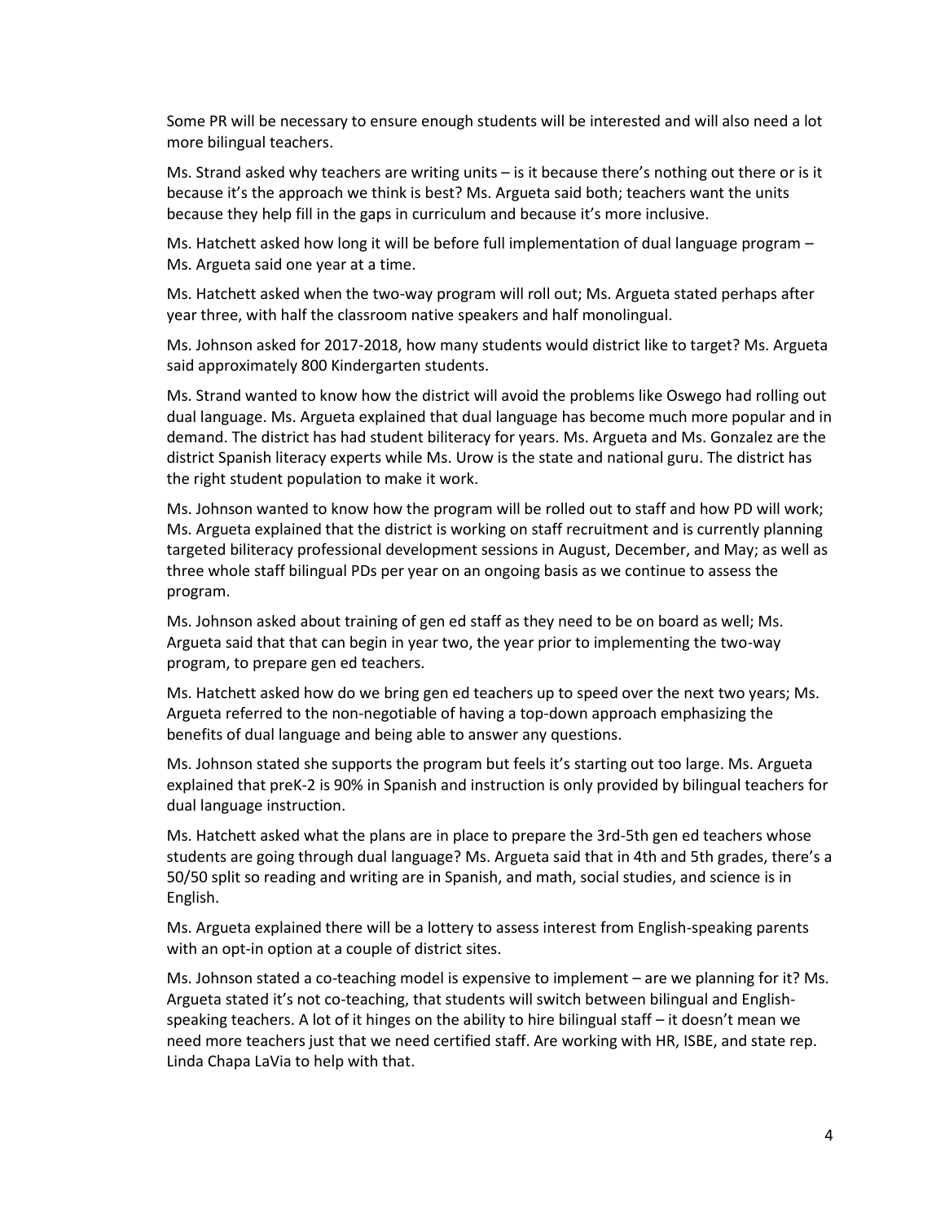Some PR will be necessary to ensure enough students will be interested and will also need a lot more bilingual teachers.

Ms. Strand asked why teachers are writing units – is it because there's nothing out there or is it because it's the approach we think is best? Ms. Argueta said both; teachers want the units because they help fill in the gaps in curriculum and because it's more inclusive.

Ms. Hatchett asked how long it will be before full implementation of dual language program – Ms. Argueta said one year at a time.

Ms. Hatchett asked when the two-way program will roll out; Ms. Argueta stated perhaps after year three, with half the classroom native speakers and half monolingual.

Ms. Johnson asked for 2017-2018, how many students would district like to target? Ms. Argueta said approximately 800 Kindergarten students.

Ms. Strand wanted to know how the district will avoid the problems like Oswego had rolling out dual language. Ms. Argueta explained that dual language has become much more popular and in demand. The district has had student biliteracy for years. Ms. Argueta and Ms. Gonzalez are the district Spanish literacy experts while Ms. Urow is the state and national guru. The district has the right student population to make it work.

Ms. Johnson wanted to know how the program will be rolled out to staff and how PD will work; Ms. Argueta explained that the district is working on staff recruitment and is currently planning targeted biliteracy professional development sessions in August, December, and May; as well as three whole staff bilingual PDs per year on an ongoing basis as we continue to assess the program.

Ms. Johnson asked about training of gen ed staff as they need to be on board as well; Ms. Argueta said that that can begin in year two, the year prior to implementing the two-way program, to prepare gen ed teachers.

Ms. Hatchett asked how do we bring gen ed teachers up to speed over the next two years; Ms. Argueta referred to the non-negotiable of having a top-down approach emphasizing the benefits of dual language and being able to answer any questions.

Ms. Johnson stated she supports the program but feels it's starting out too large. Ms. Argueta explained that preK-2 is 90% in Spanish and instruction is only provided by bilingual teachers for dual language instruction.

Ms. Hatchett asked what the plans are in place to prepare the 3rd-5th gen ed teachers whose students are going through dual language? Ms. Argueta said that in 4th and 5th grades, there's a 50/50 split so reading and writing are in Spanish, and math, social studies, and science is in English.

Ms. Argueta explained there will be a lottery to assess interest from English-speaking parents with an opt-in option at a couple of district sites.

Ms. Johnson stated a co-teaching model is expensive to implement – are we planning for it? Ms. Argueta stated it's not co-teaching, that students will switch between bilingual and English-speaking teachers. A lot of it hinges on the ability to hire bilingual staff – it doesn't mean we need more teachers just that we need certified staff. Are working with HR, ISBE, and state rep. Linda Chapa LaVia to help with that.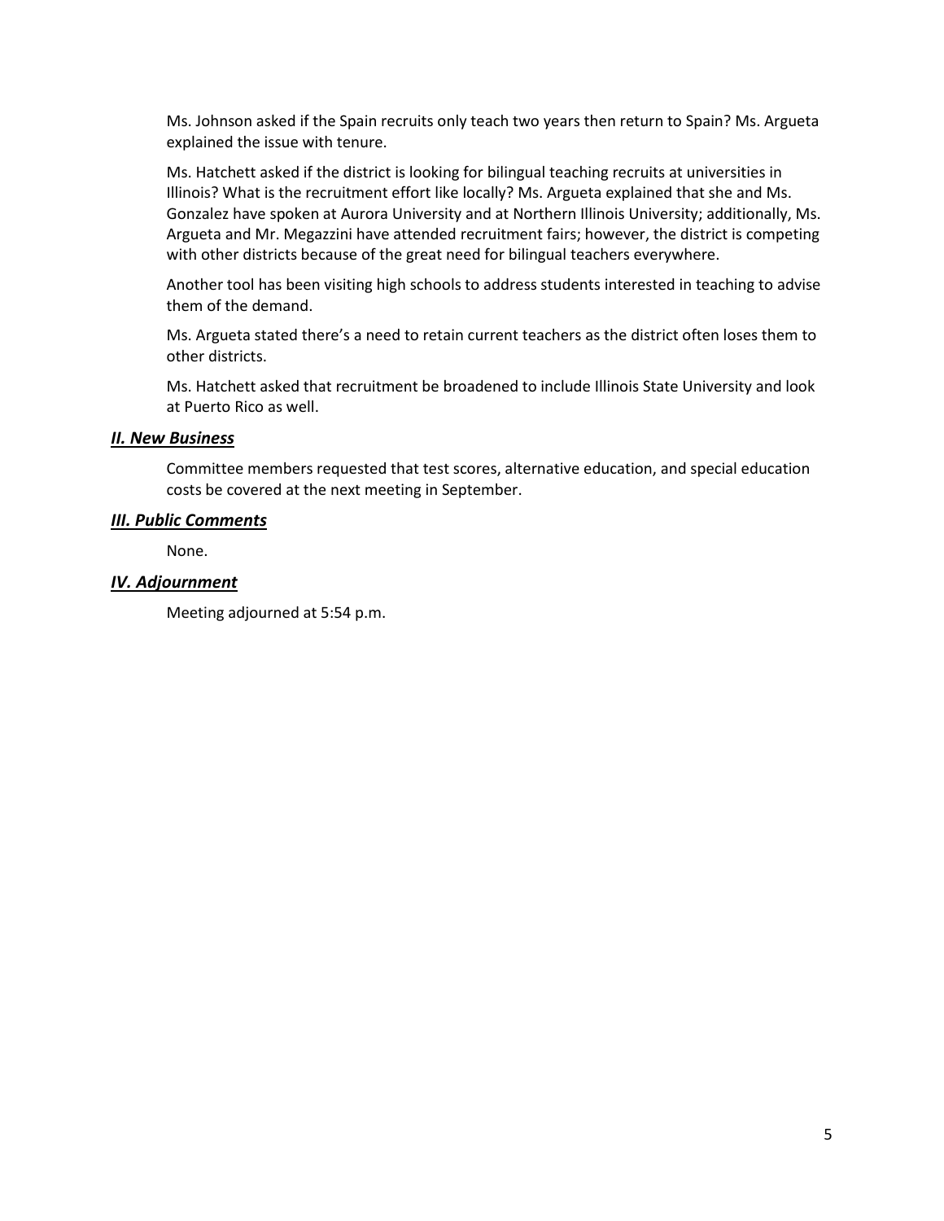Ms. Johnson asked if the Spain recruits only teach two years then return to Spain? Ms. Argueta explained the issue with tenure.

Ms. Hatchett asked if the district is looking for bilingual teaching recruits at universities in Illinois? What is the recruitment effort like locally? Ms. Argueta explained that she and Ms. Gonzalez have spoken at Aurora University and at Northern Illinois University; additionally, Ms. Argueta and Mr. Megazzini have attended recruitment fairs; however, the district is competing with other districts because of the great need for bilingual teachers everywhere.

Another tool has been visiting high schools to address students interested in teaching to advise them of the demand.

Ms. Argueta stated there's a need to retain current teachers as the district often loses them to other districts.

Ms. Hatchett asked that recruitment be broadened to include Illinois State University and look at Puerto Rico as well.

### ***II. New Business***

Committee members requested that test scores, alternative education, and special education costs be covered at the next meeting in September.

### ***III. Public Comments***

None.

### ***IV. Adjournment***

Meeting adjourned at 5:54 p.m.